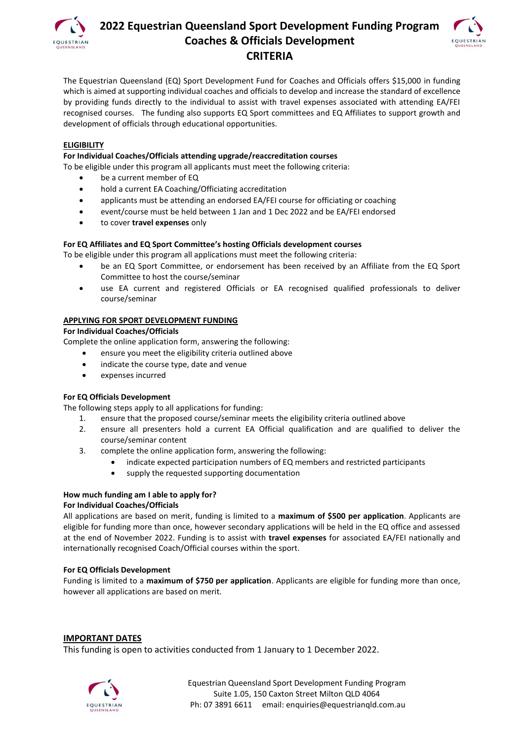# 2022 Equestrian Queensland Sport Development Funding Program
## Coaches & Officials Development
## CRITERIA

The Equestrian Queensland (EQ) Sport Development Fund for Coaches and Officials offers $15,000 in funding which is aimed at supporting individual coaches and officials to develop and increase the standard of excellence by providing funds directly to the individual to assist with travel expenses associated with attending EA/FEI recognised courses. The funding also supports EQ Sport committees and EQ Affiliates to support growth and development of officials through educational opportunities.

### ELIGIBILITY

**For Individual Coaches/Officials attending upgrade/reaccreditation courses**

To be eligible under this program all applicants must meet the following criteria:

- be a current member of EQ
- hold a current EA Coaching/Officiating accreditation
- applicants must be attending an endorsed EA/FEI course for officiating or coaching
- event/course must be held between 1 Jan and 1 Dec 2022 and be EA/FEI endorsed
- to cover **travel expenses** only

**For EQ Affiliates and EQ Sport Committee's hosting Officials development courses**

To be eligible under this program all applications must meet the following criteria:

- be an EQ Sport Committee, or endorsement has been received by an Affiliate from the EQ Sport Committee to host the course/seminar
- use EA current and registered Officials or EA recognised qualified professionals to deliver course/seminar

### APPLYING FOR SPORT DEVELOPMENT FUNDING

**For Individual Coaches/Officials**

Complete the online application form, answering the following:

- ensure you meet the eligibility criteria outlined above
- indicate the course type, date and venue
- expenses incurred

**For EQ Officials Development**

The following steps apply to all applications for funding:

1. ensure that the proposed course/seminar meets the eligibility criteria outlined above
2. ensure all presenters hold a current EA Official qualification and are qualified to deliver the course/seminar content
3. complete the online application form, answering the following:
   - indicate expected participation numbers of EQ members and restricted participants
   - supply the requested supporting documentation

**How much funding am I able to apply for?**

**For Individual Coaches/Officials**

All applications are based on merit, funding is limited to a **maximum of $500 per application**. Applicants are eligible for funding more than once, however secondary applications will be held in the EQ office and assessed at the end of November 2022. Funding is to assist with **travel expenses** for associated EA/FEI nationally and internationally recognised Coach/Official courses within the sport.

**For EQ Officials Development**

Funding is limited to a **maximum of $750 per application**. Applicants are eligible for funding more than once, however all applications are based on merit.

### IMPORTANT DATES

This funding is open to activities conducted from 1 January to 1 December 2022.

Equestrian Queensland Sport Development Funding Program
Suite 1.05, 150 Caxton Street Milton QLD 4064
Ph: 07 3891 6611 email: enquiries@equestrianqld.com.au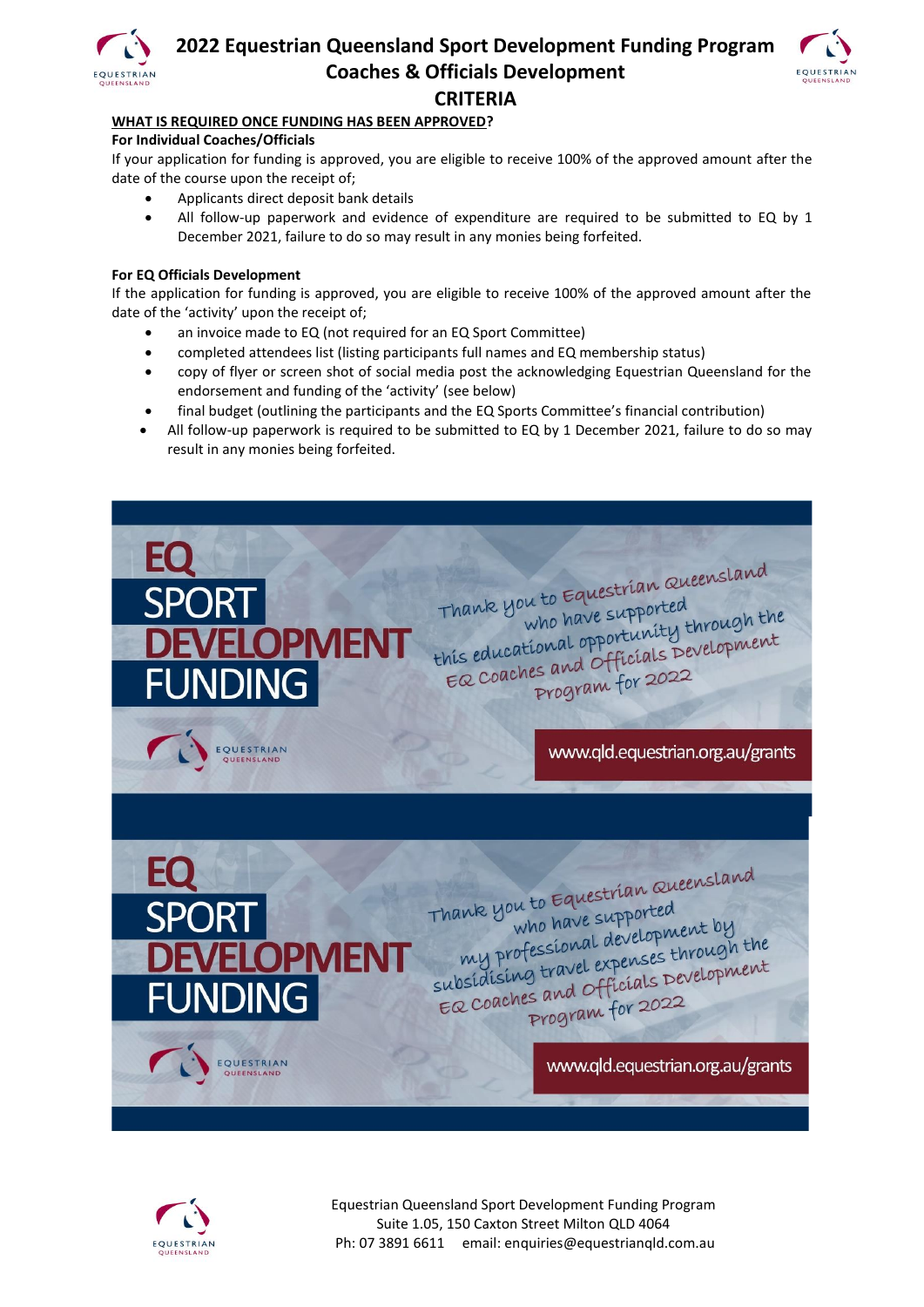# 2022 Equestrian Queensland Sport Development Funding Program
## Coaches & Officials Development
## CRITERIA

**WHAT IS REQUIRED ONCE FUNDING HAS BEEN APPROVED?**

**For Individual Coaches/Officials**

If your application for funding is approved, you are eligible to receive 100% of the approved amount after the date of the course upon the receipt of;

- Applicants direct deposit bank details
- All follow-up paperwork and evidence of expenditure are required to be submitted to EQ by 1 December 2021, failure to do so may result in any monies being forfeited.

**For EQ Officials Development**

If the application for funding is approved, you are eligible to receive 100% of the approved amount after the date of the 'activity' upon the receipt of;

- an invoice made to EQ (not required for an EQ Sport Committee)
- completed attendees list (listing participants full names and EQ membership status)
- copy of flyer or screen shot of social media post the acknowledging Equestrian Queensland for the endorsement and funding of the 'activity' (see below)
- final budget (outlining the participants and the EQ Sports Committee's financial contribution)
- All follow-up paperwork is required to be submitted to EQ by 1 December 2021, failure to do so may result in any monies being forfeited.

EQ SPORT DEVELOPMENT FUNDING

EQUESTRIAN QUEENSLAND

Thank you to Equestrian Queensland who have supported this educational opportunity through the EQ Coaches and Officials Development Program for 2022

www.qld.equestrian.org.au/grants

EQ SPORT DEVELOPMENT FUNDING

EQUESTRIAN QUEENSLAND

Thank you to Equestrian Queensland who have supported my professional development by subsidising travel expenses through the EQ Coaches and Officials Development Program for 2022

www.qld.equestrian.org.au/grants

Equestrian Queensland Sport Development Funding Program
Suite 1.05, 150 Caxton Street Milton QLD 4064
Ph: 07 3891 6611 email: enquiries@equestrianqld.com.au